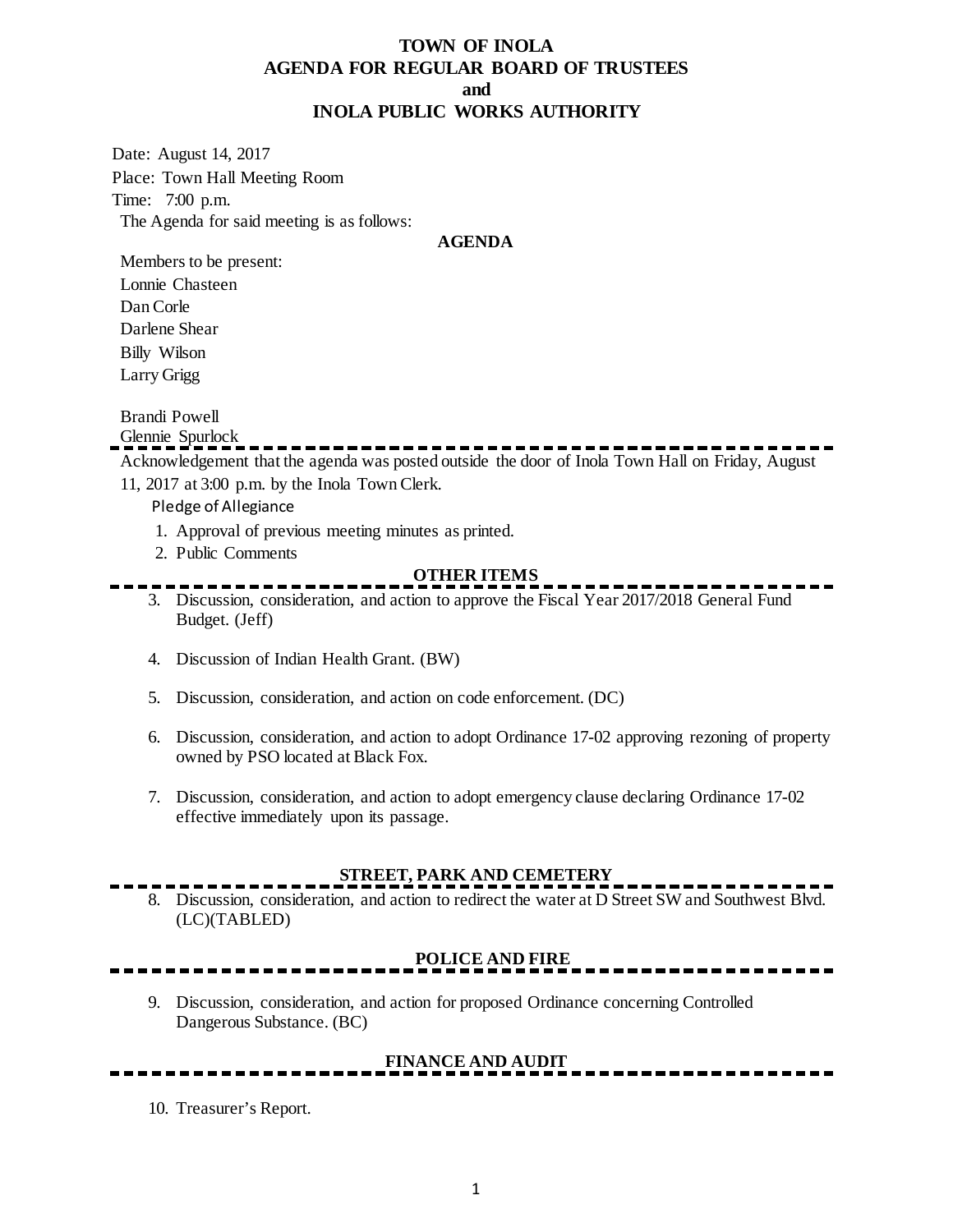# TOWN OF INOLA
# AGENDA FOR REGULAR BOARD OF TRUSTEES
# and
# INOLA PUBLIC WORKS AUTHORITY

Date: August 14, 2017

Place: Town Hall Meeting Room

Time: 7:00 p.m.

The Agenda for said meeting is as follows:

## AGENDA

Members to be present:

Lonnie Chasteen

Dan Corle

Darlene Shear

Billy Wilson

Larry Grigg

Brandi Powell

Glennie Spurlock

---

Acknowledgement that the agenda was posted outside the door of Inola Town Hall on Friday, August 11, 2017 at 3:00 p.m. by the Inola Town Clerk.

Pledge of Allegiance

1. Approval of previous meeting minutes as printed.
2. Public Comments

## OTHER ITEMS

3. Discussion, consideration, and action to approve the Fiscal Year 2017/2018 General Fund Budget. (Jeff)
4. Discussion of Indian Health Grant. (BW)
5. Discussion, consideration, and action on code enforcement. (DC)
6. Discussion, consideration, and action to adopt Ordinance 17-02 approving rezoning of property owned by PSO located at Black Fox.
7. Discussion, consideration, and action to adopt emergency clause declaring Ordinance 17-02 effective immediately upon its passage.

## STREET, PARK AND CEMETERY

8. Discussion, consideration, and action to redirect the water at D Street SW and Southwest Blvd. (LC)(TABLED)

## POLICE AND FIRE

9. Discussion, consideration, and action for proposed Ordinance concerning Controlled Dangerous Substance. (BC)

## FINANCE AND AUDIT

10. Treasurer's Report.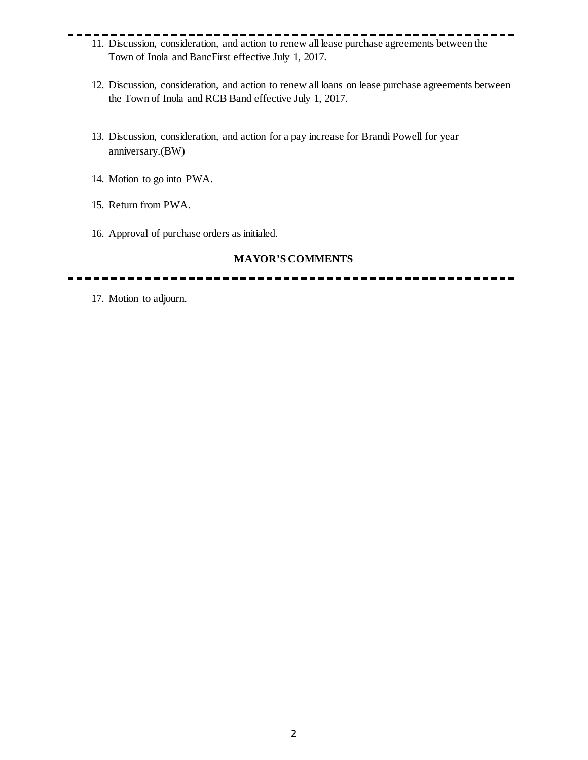---

11. Discussion, consideration, and action to renew all lease purchase agreements between the Town of Inola and BancFirst effective July 1, 2017.

12. Discussion, consideration, and action to renew all loans on lease purchase agreements between the Town of Inola and RCB Band effective July 1, 2017.

13. Discussion, consideration, and action for a pay increase for Brandi Powell for year anniversary.(BW)

14. Motion to go into PWA.

15. Return from PWA.

16. Approval of purchase orders as initialed.

**MAYOR'S COMMENTS**

---

17. Motion to adjourn.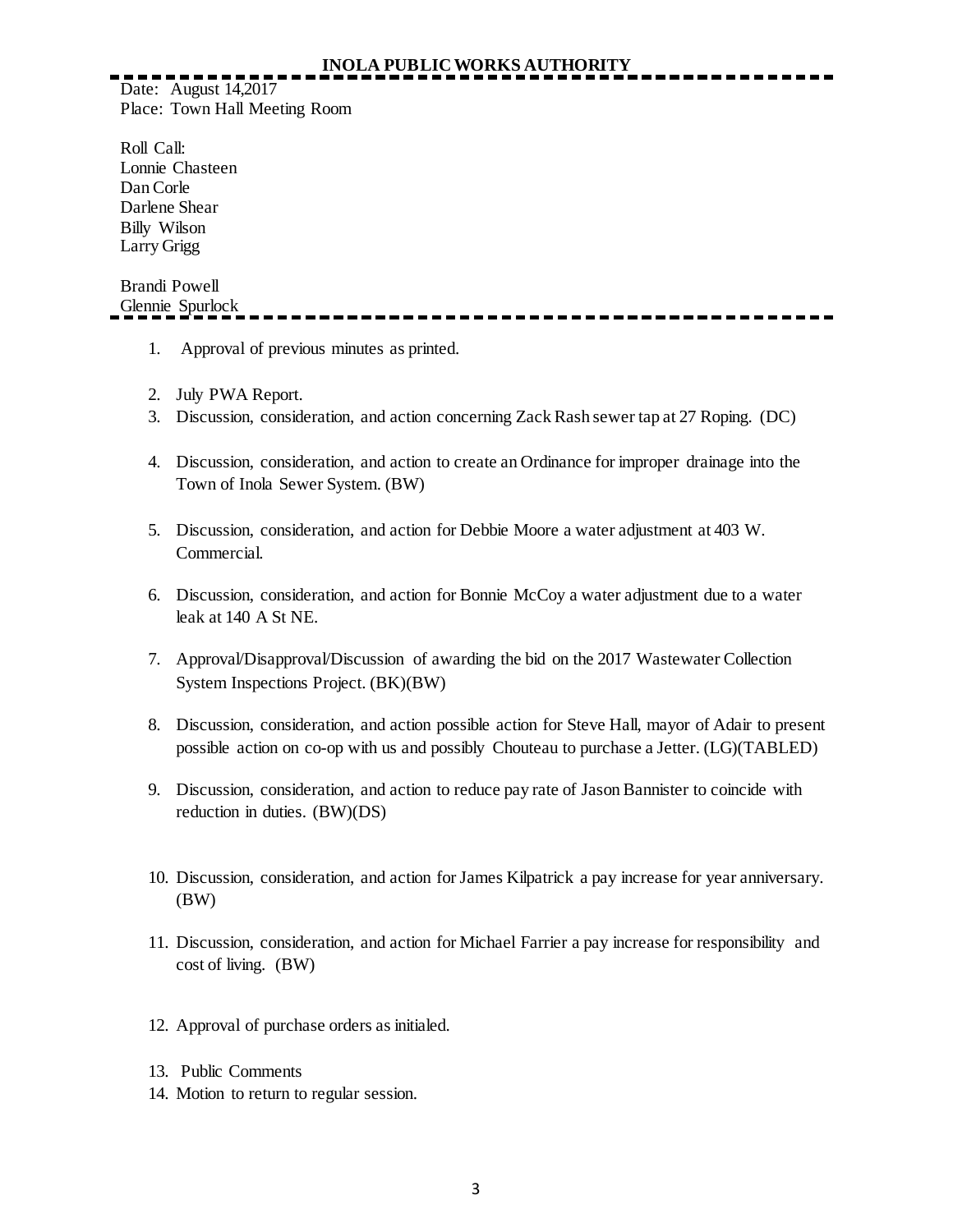**INOLA PUBLIC WORKS AUTHORITY**

Date: August 14,2017
Place: Town Hall Meeting Room

Roll Call:
Lonnie Chasteen
Dan Corle
Darlene Shear
Billy Wilson
Larry Grigg

Brandi Powell
Glennie Spurlock

1. Approval of previous minutes as printed.
2. July PWA Report.
3. Discussion, consideration, and action concerning Zack Rash sewer tap at 27 Roping. (DC)
4. Discussion, consideration, and action to create an Ordinance for improper drainage into the Town of Inola Sewer System. (BW)
5. Discussion, consideration, and action for Debbie Moore a water adjustment at 403 W. Commercial.
6. Discussion, consideration, and action for Bonnie McCoy a water adjustment due to a water leak at 140 A St NE.
7. Approval/Disapproval/Discussion of awarding the bid on the 2017 Wastewater Collection System Inspections Project. (BK)(BW)
8. Discussion, consideration, and action possible action for Steve Hall, mayor of Adair to present possible action on co-op with us and possibly Chouteau to purchase a Jetter. (LG)(TABLED)
9. Discussion, consideration, and action to reduce pay rate of Jason Bannister to coincide with reduction in duties. (BW)(DS)
10. Discussion, consideration, and action for James Kilpatrick a pay increase for year anniversary. (BW)
11. Discussion, consideration, and action for Michael Farrier a pay increase for responsibility and cost of living. (BW)
12. Approval of purchase orders as initialed.
13. Public Comments
14. Motion to return to regular session.